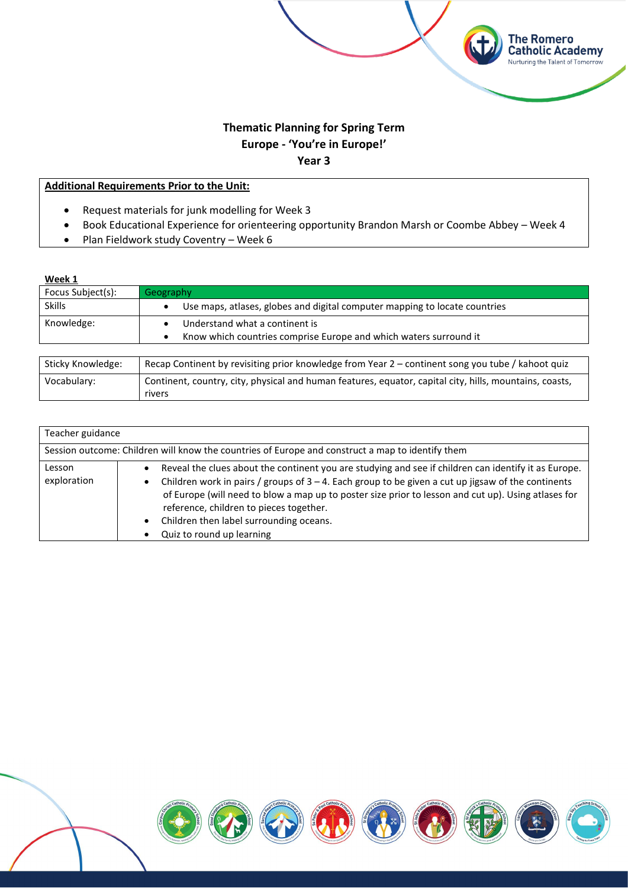# Thematic Planning for Spring Term
## Europe - 'You're in Europe!'
## Year 3

**Additional Requirements Prior to the Unit:**

- Request materials for junk modelling for Week 3
- Book Educational Experience for orienteering opportunity Brandon Marsh or Coombe Abbey – Week 4
- Plan Fieldwork study Coventry – Week 6

**Week 1**

| Focus Subject(s): | Geography |
|---|---|
| Skills | • Use maps, atlases, globes and digital computer mapping to locate countries |
| Knowledge: | • Understand what a continent is<br>• Know which countries comprise Europe and which waters surround it |

| Sticky Knowledge: | Recap Continent by revisiting prior knowledge from Year 2 – continent song you tube / kahoot quiz |
|---|---|
| Vocabulary: | Continent, country, city, physical and human features, equator, capital city, hills, mountains, coasts, rivers |

| Teacher guidance | |
|---|---|
| Session outcome: Children will know the countries of Europe and construct a map to identify them | |
| Lesson exploration | • Reveal the clues about the continent you are studying and see if children can identify it as Europe.<br>• Children work in pairs / groups of 3 – 4. Each group to be given a cut up jigsaw of the continents of Europe (will need to blow a map up to poster size prior to lesson and cut up). Using atlases for reference, children to pieces together.<br>• Children then label surrounding oceans.<br>• Quiz to round up learning |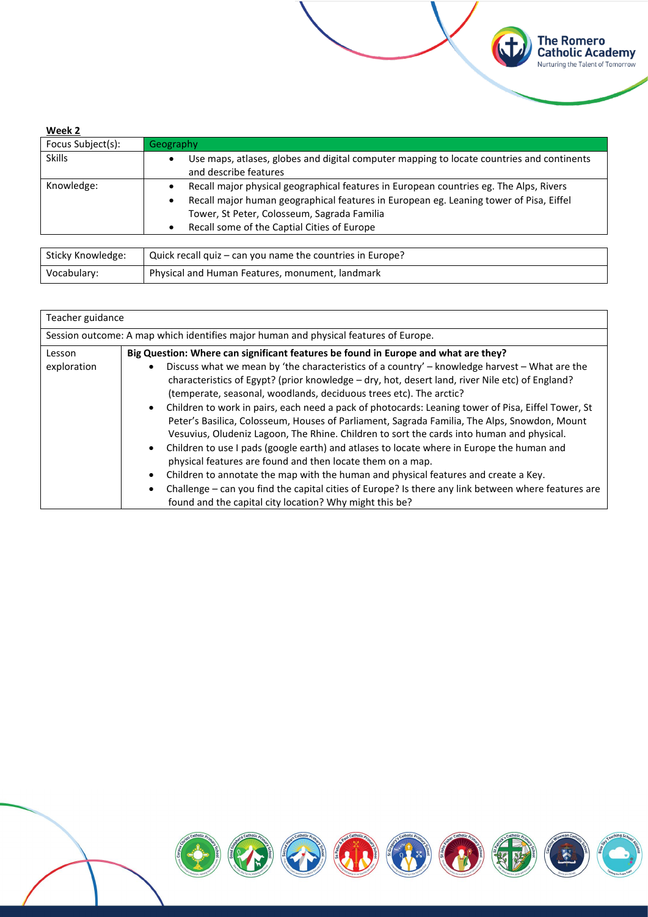**Week 2**

| Focus Subject(s): | Geography |
|---|---|
| Skills | • Use maps, atlases, globes and digital computer mapping to locate countries and continents and describe features |
| Knowledge: | • Recall major physical geographical features in European countries eg. The Alps, Rivers<br>• Recall major human geographical features in European eg. Leaning tower of Pisa, Eiffel Tower, St Peter, Colosseum, Sagrada Familia<br>• Recall some of the Captial Cities of Europe |

| Sticky Knowledge: | Quick recall quiz – can you name the countries in Europe? |
|---|---|
| Vocabulary: | Physical and Human Features, monument, landmark |

| Teacher guidance | |
|---|---|
| Session outcome: A map which identifies major human and physical features of Europe. | |
| Lesson exploration | **Big Question: Where can significant features be found in Europe and what are they?**<br>• Discuss what we mean by 'the characteristics of a country' – knowledge harvest – What are the characteristics of Egypt? (prior knowledge – dry, hot, desert land, river Nile etc) of England? (temperate, seasonal, woodlands, deciduous trees etc). The arctic?<br>• Children to work in pairs, each need a pack of photocards: Leaning tower of Pisa, Eiffel Tower, St Peter's Basilica, Colosseum, Houses of Parliament, Sagrada Familia, The Alps, Snowdon, Mount Vesuvius, Oludeniz Lagoon, The Rhine. Children to sort the cards into human and physical.<br>• Children to use I pads (google earth) and atlases to locate where in Europe the human and physical features are found and then locate them on a map.<br>• Children to annotate the map with the human and physical features and create a Key.<br>• Challenge – can you find the capital cities of Europe? Is there any link between where features are found and the capital city location? Why might this be? |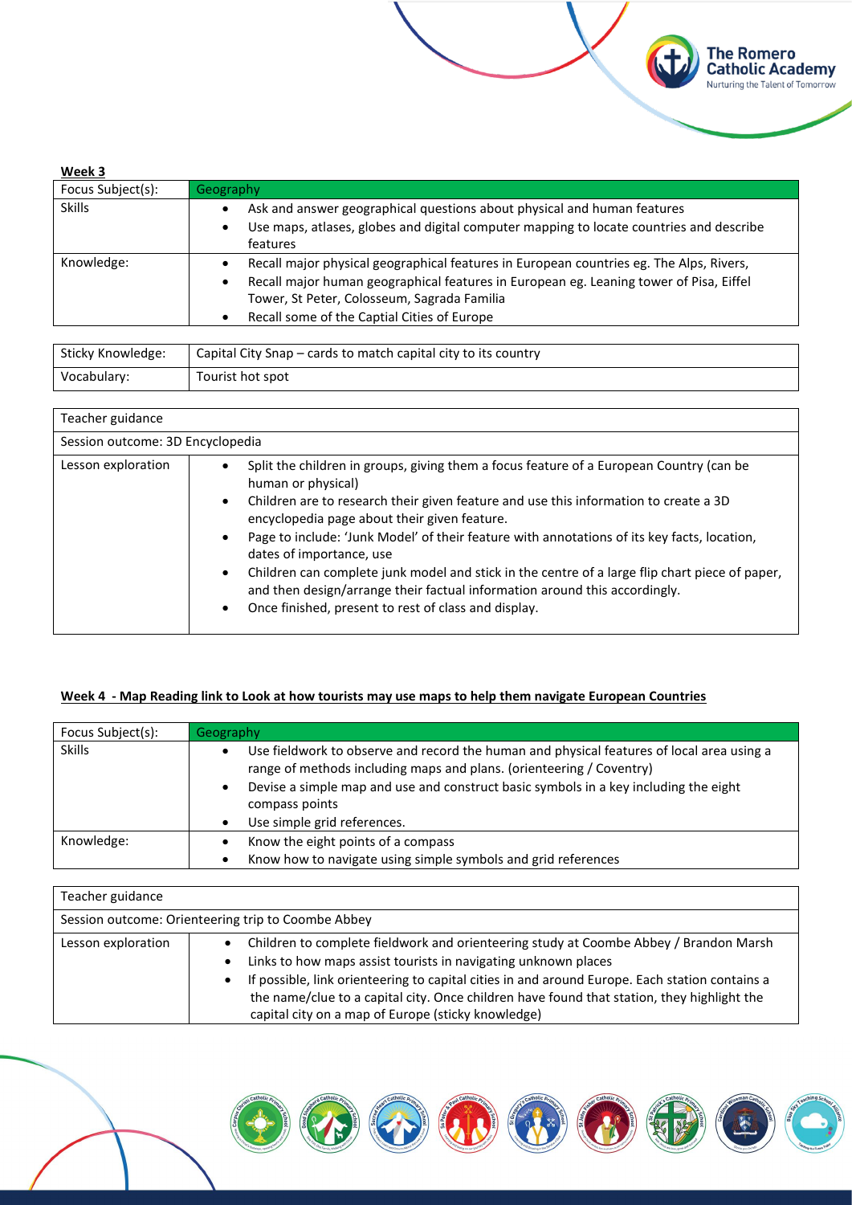**Week 3**

| Focus Subject(s): | Geography |
|---|---|
| Skills | • Ask and answer geographical questions about physical and human features<br>• Use maps, atlases, globes and digital computer mapping to locate countries and describe features |
| Knowledge: | • Recall major physical geographical features in European countries eg. The Alps, Rivers,<br>• Recall major human geographical features in European eg. Leaning tower of Pisa, Eiffel Tower, St Peter, Colosseum, Sagrada Familia<br>• Recall some of the Captial Cities of Europe |

| Sticky Knowledge: | Capital City Snap – cards to match capital city to its country |
|---|---|
| Vocabulary: | Tourist hot spot |

| Teacher guidance | |
|---|---|
| Session outcome: 3D Encyclopedia | |
| Lesson exploration | • Split the children in groups, giving them a focus feature of a European Country (can be human or physical)<br>• Children are to research their given feature and use this information to create a 3D encyclopedia page about their given feature.<br>• Page to include: 'Junk Model' of their feature with annotations of its key facts, location, dates of importance, use<br>• Children can complete junk model and stick in the centre of a large flip chart piece of paper, and then design/arrange their factual information around this accordingly.<br>• Once finished, present to rest of class and display. |

**Week 4 - Map Reading link to Look at how tourists may use maps to help them navigate European Countries**

| Focus Subject(s): | Geography |
|---|---|
| Skills | • Use fieldwork to observe and record the human and physical features of local area using a range of methods including maps and plans. (orienteering / Coventry)<br>• Devise a simple map and use and construct basic symbols in a key including the eight compass points<br>• Use simple grid references. |
| Knowledge: | • Know the eight points of a compass<br>• Know how to navigate using simple symbols and grid references |

| Teacher guidance | |
|---|---|
| Session outcome: Orienteering trip to Coombe Abbey | |
| Lesson exploration | • Children to complete fieldwork and orienteering study at Coombe Abbey / Brandon Marsh<br>• Links to how maps assist tourists in navigating unknown places<br>• If possible, link orienteering to capital cities in and around Europe. Each station contains a the name/clue to a capital city. Once children have found that station, they highlight the capital city on a map of Europe (sticky knowledge) |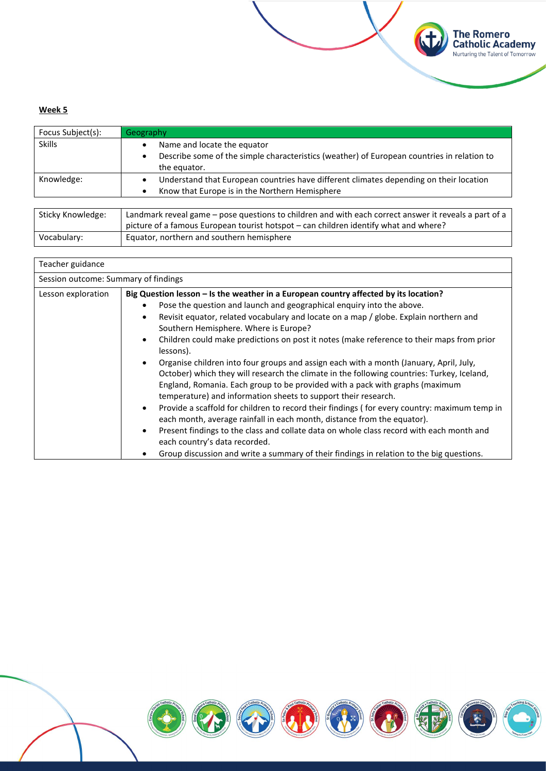**Week 5**

| Focus Subject(s): | Geography |
| --- | --- |
| Skills | • Name and locate the equator<br>• Describe some of the simple characteristics (weather) of European countries in relation to the equator. |
| Knowledge: | • Understand that European countries have different climates depending on their location<br>• Know that Europe is in the Northern Hemisphere |

| Sticky Knowledge: | Landmark reveal game – pose questions to children and with each correct answer it reveals a part of a picture of a famous European tourist hotspot – can children identify what and where? |
| --- | --- |
| Vocabulary: | Equator, northern and southern hemisphere |

| Teacher guidance | |
| --- | --- |
| Session outcome: Summary of findings | |
| Lesson exploration | **Big Question lesson – Is the weather in a European country affected by its location?**<br>• Pose the question and launch and geographical enquiry into the above.<br>• Revisit equator, related vocabulary and locate on a map / globe. Explain northern and Southern Hemisphere. Where is Europe?<br>• Children could make predictions on post it notes (make reference to their maps from prior lessons).<br>• Organise children into four groups and assign each with a month (January, April, July, October) which they will research the climate in the following countries: Turkey, Iceland, England, Romania. Each group to be provided with a pack with graphs (maximum temperature) and information sheets to support their research.<br>• Provide a scaffold for children to record their findings ( for every country: maximum temp in each month, average rainfall in each month, distance from the equator).<br>• Present findings to the class and collate data on whole class record with each month and each country's data recorded.<br>• Group discussion and write a summary of their findings in relation to the big questions. |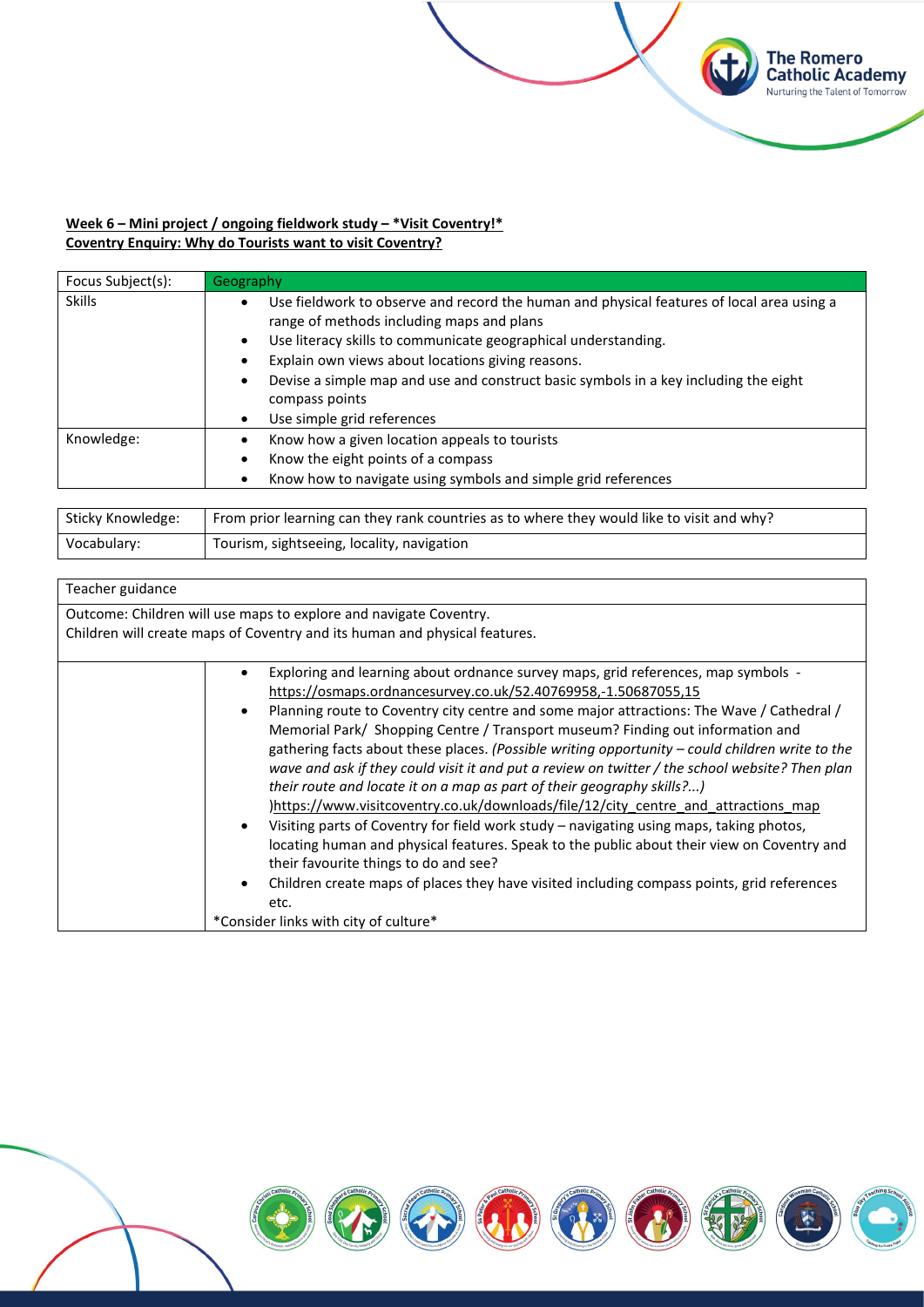**Week 6 – Mini project / ongoing fieldwork study – *Visit Coventry!***
**Coventry Enquiry: Why do Tourists want to visit Coventry?**

| Focus Subject(s): | Geography |
|---|---|
| Skills | • Use fieldwork to observe and record the human and physical features of local area using a range of methods including maps and plans<br>• Use literacy skills to communicate geographical understanding.<br>• Explain own views about locations giving reasons.<br>• Devise a simple map and use and construct basic symbols in a key including the eight compass points<br>• Use simple grid references |
| Knowledge: | • Know how a given location appeals to tourists<br>• Know the eight points of a compass<br>• Know how to navigate using symbols and simple grid references |

| Sticky Knowledge: | From prior learning can they rank countries as to where they would like to visit and why? |
|---|---|
| Vocabulary: | Tourism, sightseeing, locality, navigation |

| Teacher guidance | |
|---|---|
| Outcome: Children will use maps to explore and navigate Coventry.<br>Children will create maps of Coventry and its human and physical features. | |
| | • Exploring and learning about ordnance survey maps, grid references, map symbols - https://osmaps.ordnancesurvey.co.uk/52.40769958,-1.50687055,15<br>• Planning route to Coventry city centre and some major attractions: The Wave / Cathedral / Memorial Park/ Shopping Centre / Transport museum? Finding out information and gathering facts about these places. *(Possible writing opportunity – could children write to the wave and ask if they could visit it and put a review on twitter / the school website? Then plan their route and locate it on a map as part of their geography skills?...)* )https://www.visitcoventry.co.uk/downloads/file/12/city_centre_and_attractions_map<br>• Visiting parts of Coventry for field work study – navigating using maps, taking photos, locating human and physical features. Speak to the public about their view on Coventry and their favourite things to do and see?<br>• Children create maps of places they have visited including compass points, grid references etc.<br>*Consider links with city of culture* |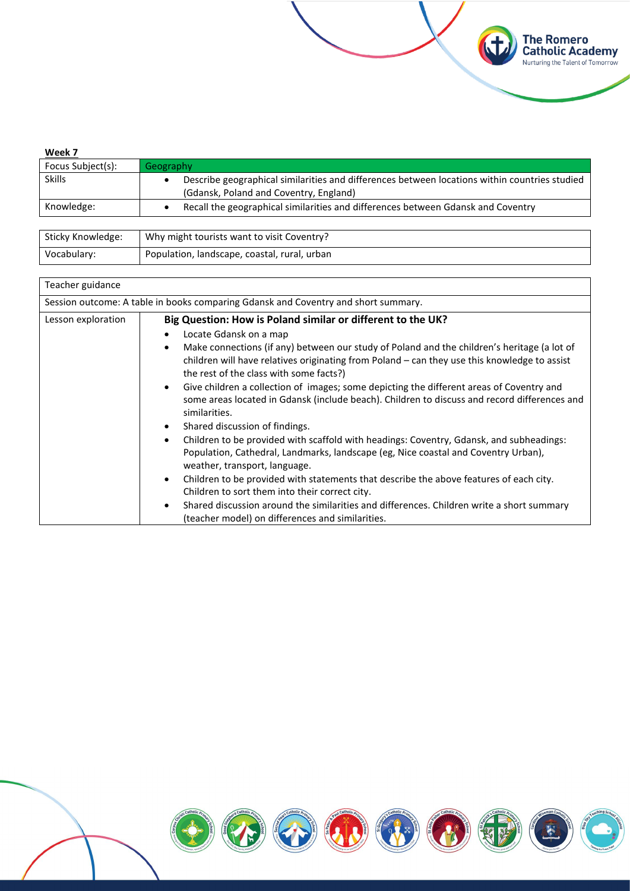**Week 7**

| Focus Subject(s): | Geography |
|---|---|
| Skills | • Describe geographical similarities and differences between locations within countries studied (Gdansk, Poland and Coventry, England) |
| Knowledge: | • Recall the geographical similarities and differences between Gdansk and Coventry |

| Sticky Knowledge: | Why might tourists want to visit Coventry? |
|---|---|
| Vocabulary: | Population, landscape, coastal, rural, urban |

| Teacher guidance | |
|---|---|
| Session outcome: A table in books comparing Gdansk and Coventry and short summary. | |
| Lesson exploration | **Big Question: How is Poland similar or different to the UK?**<br>• Locate Gdansk on a map<br>• Make connections (if any) between our study of Poland and the children's heritage (a lot of children will have relatives originating from Poland – can they use this knowledge to assist the rest of the class with some facts?)<br>• Give children a collection of images; some depicting the different areas of Coventry and some areas located in Gdansk (include beach). Children to discuss and record differences and similarities.<br>• Shared discussion of findings.<br>• Children to be provided with scaffold with headings: Coventry, Gdansk, and subheadings: Population, Cathedral, Landmarks, landscape (eg, Nice coastal and Coventry Urban), weather, transport, language.<br>• Children to be provided with statements that describe the above features of each city. Children to sort them into their correct city.<br>• Shared discussion around the similarities and differences. Children write a short summary (teacher model) on differences and similarities. |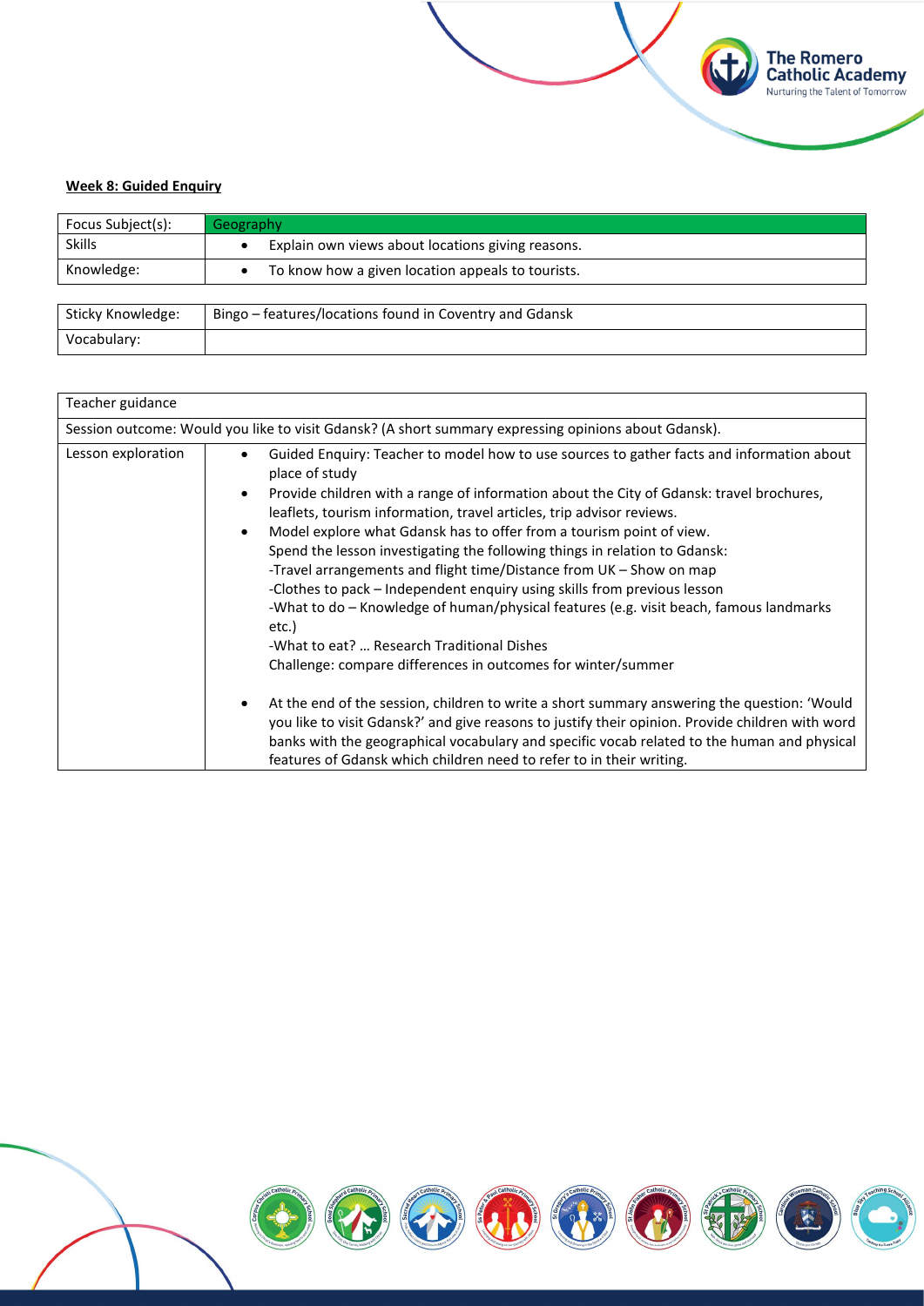**Week 8: Guided Enquiry**

| Focus Subject(s): | Geography |
| --- | --- |
| Skills | • Explain own views about locations giving reasons. |
| Knowledge: | • To know how a given location appeals to tourists. |

| Sticky Knowledge: | Bingo – features/locations found in Coventry and Gdansk |
| --- | --- |
| Vocabulary: | |

| Teacher guidance | |
| --- | --- |
| Session outcome: Would you like to visit Gdansk? (A short summary expressing opinions about Gdansk). | |
| Lesson exploration | • Guided Enquiry: Teacher to model how to use sources to gather facts and information about place of study<br>• Provide children with a range of information about the City of Gdansk: travel brochures, leaflets, tourism information, travel articles, trip advisor reviews.<br>• Model explore what Gdansk has to offer from a tourism point of view.<br>Spend the lesson investigating the following things in relation to Gdansk:<br>-Travel arrangements and flight time/Distance from UK – Show on map<br>-Clothes to pack – Independent enquiry using skills from previous lesson<br>-What to do – Knowledge of human/physical features (e.g. visit beach, famous landmarks etc.)<br>-What to eat? … Research Traditional Dishes<br>Challenge: compare differences in outcomes for winter/summer<br><br>• At the end of the session, children to write a short summary answering the question: 'Would you like to visit Gdansk?' and give reasons to justify their opinion. Provide children with word banks with the geographical vocabulary and specific vocab related to the human and physical features of Gdansk which children need to refer to in their writing. |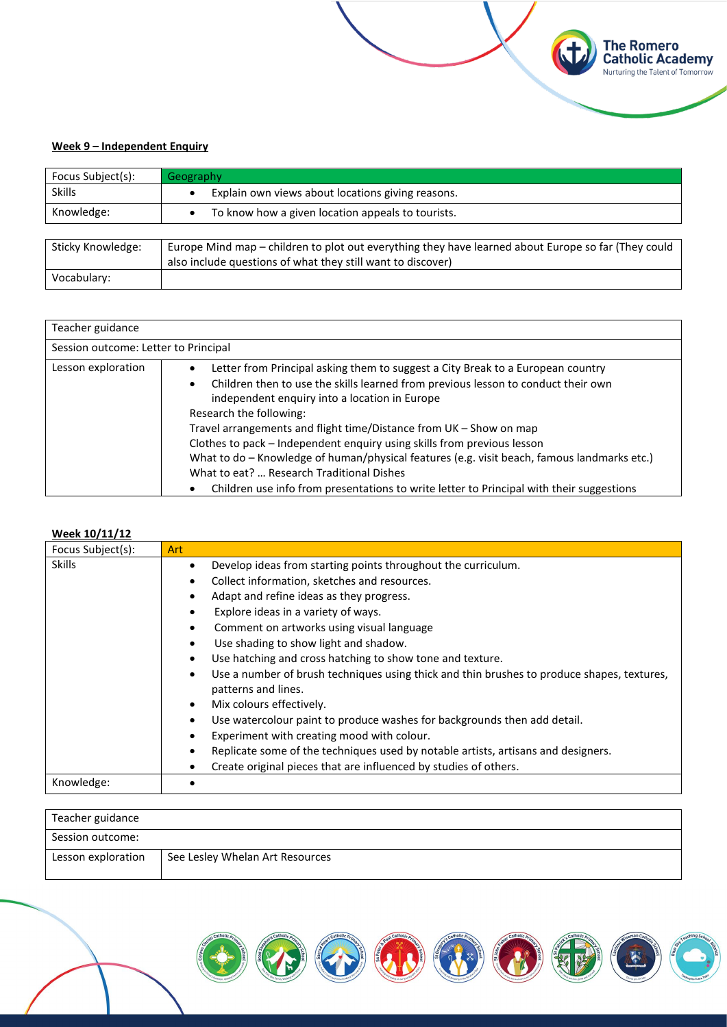**Week 9 – Independent Enquiry**

| Focus Subject(s): | Geography |
|---|---|
| Skills | • Explain own views about locations giving reasons. |
| Knowledge: | • To know how a given location appeals to tourists. |

| Sticky Knowledge: | Europe Mind map – children to plot out everything they have learned about Europe so far (They could also include questions of what they still want to discover) |
|---|---|
| Vocabulary: | |

| Teacher guidance | |
|---|---|
| Session outcome: Letter to Principal | |
| Lesson exploration | • Letter from Principal asking them to suggest a City Break to a European country<br>• Children then to use the skills learned from previous lesson to conduct their own independent enquiry into a location in Europe<br>Research the following:<br>Travel arrangements and flight time/Distance from UK – Show on map<br>Clothes to pack – Independent enquiry using skills from previous lesson<br>What to do – Knowledge of human/physical features (e.g. visit beach, famous landmarks etc.)<br>What to eat? … Research Traditional Dishes<br>• Children use info from presentations to write letter to Principal with their suggestions |

**Week 10/11/12**

| Focus Subject(s): | Art |
|---|---|
| Skills | • Develop ideas from starting points throughout the curriculum.<br>• Collect information, sketches and resources.<br>• Adapt and refine ideas as they progress.<br>• Explore ideas in a variety of ways.<br>• Comment on artworks using visual language<br>• Use shading to show light and shadow.<br>• Use hatching and cross hatching to show tone and texture.<br>• Use a number of brush techniques using thick and thin brushes to produce shapes, textures, patterns and lines.<br>• Mix colours effectively.<br>• Use watercolour paint to produce washes for backgrounds then add detail.<br>• Experiment with creating mood with colour.<br>• Replicate some of the techniques used by notable artists, artisans and designers.<br>• Create original pieces that are influenced by studies of others. |
| Knowledge: | • |

| Teacher guidance | |
|---|---|
| Session outcome: | |
| Lesson exploration | See Lesley Whelan Art Resources |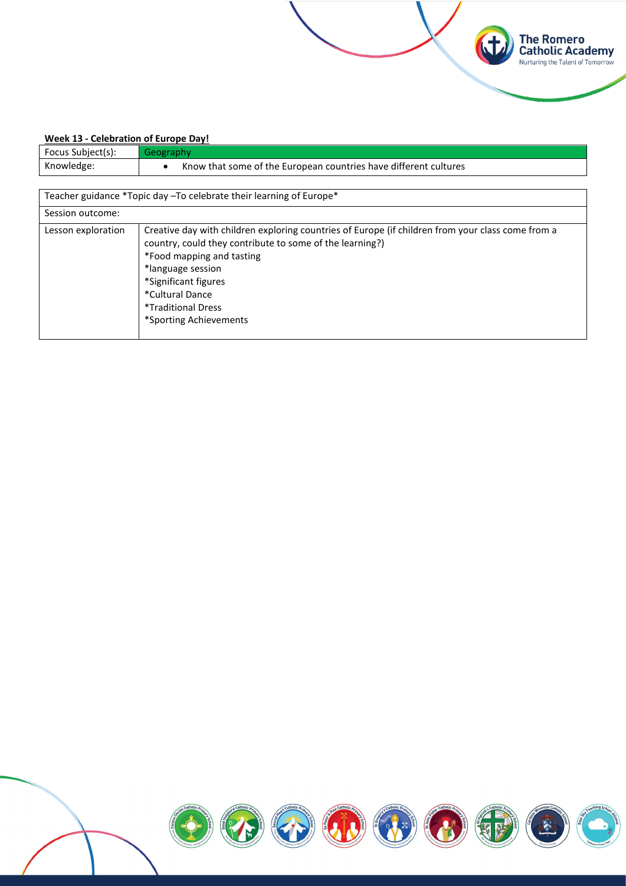**Week 13 - Celebration of Europe Day!**

| | |
|---|---|
| Focus Subject(s): | Geography |
| Knowledge: | • Know that some of the European countries have different cultures |

| Teacher guidance *Topic day –To celebrate their learning of Europe* | |
|---|---|
| Session outcome: | |
| Lesson exploration | Creative day with children exploring countries of Europe (if children from your class come from a country, could they contribute to some of the learning?)<br>*Food mapping and tasting<br>*language session<br>*Significant figures<br>*Cultural Dance<br>*Traditional Dress<br>*Sporting Achievements |